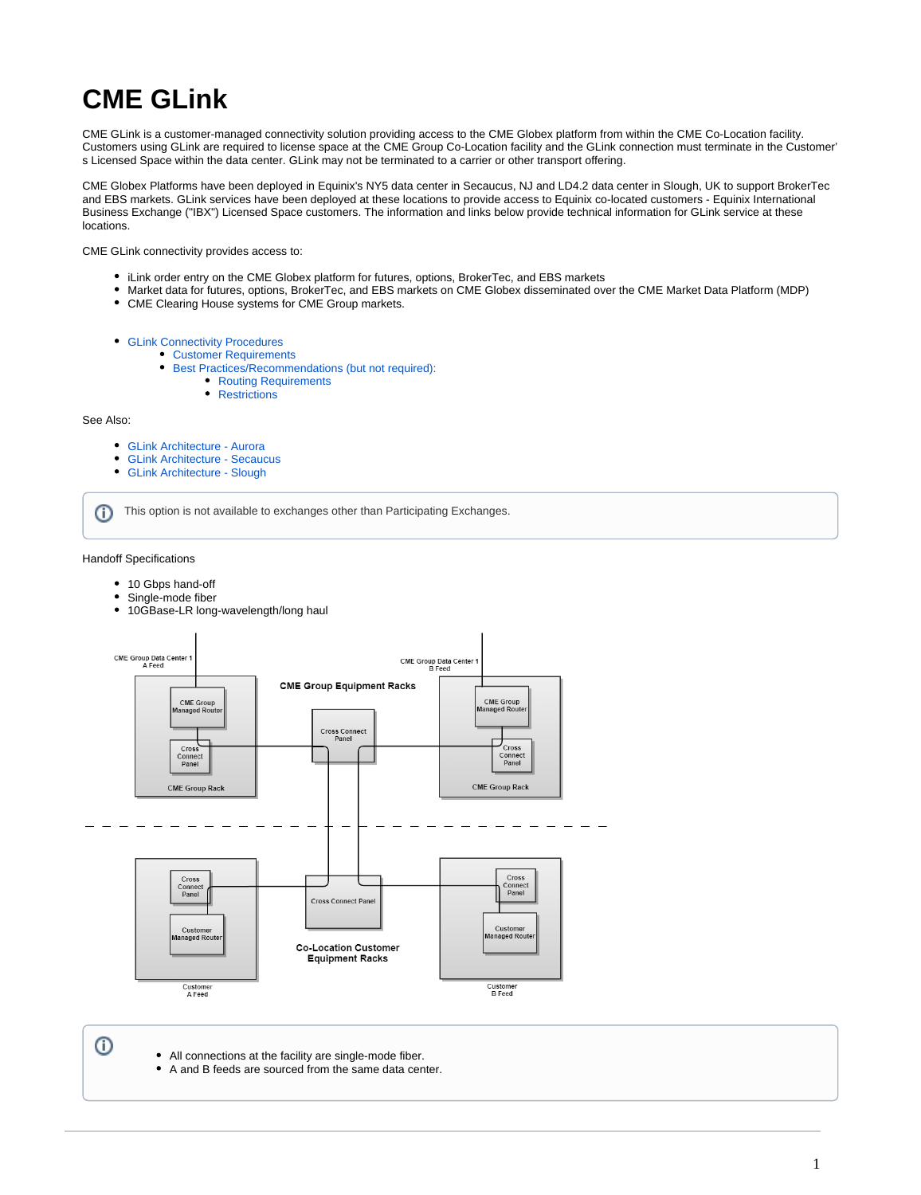# CME GLink

CME GLink is a customer-managed connectivity solution providing access to the CME Globex platform from within the CME Co-Location facility. Customers using GLink are required to license space at the CME Group Co-Location facility and the GLink connection must terminate in the Customer's Licensed Space within the data center. GLink may not be terminated to a carrier or other transport offering.

CME Globex Platforms have been deployed in Equinix's NY5 data center in Secaucus, NJ and LD4.2 data center in Slough, UK to support BrokerTec and EBS markets. GLink services have been deployed at these locations to provide access to Equinix co-located customers - Equinix International Business Exchange ("IBX") Licensed Space customers. The information and links below provide technical information for GLink service at these locations.

CME GLink connectivity provides access to:

- iLink order entry on the CME Globex platform for futures, options, BrokerTec, and EBS markets
- Market data for futures, options, BrokerTec, and EBS markets on CME Globex disseminated over the CME Market Data Platform (MDP)
- CME Clearing House systems for CME Group markets.

- GLink Connectivity Procedures
  - Customer Requirements
  - Best Practices/Recommendations (but not required):
    - Routing Requirements
    - Restrictions

See Also:

- GLink Architecture - Aurora
- GLink Architecture - Secaucus
- GLink Architecture - Slough

> This option is not available to exchanges other than Participating Exchanges.

Handoff Specifications

- 10 Gbps hand-off
- Single-mode fiber
- 10GBase-LR long-wavelength/long haul

CME Group Data Center 1 A Feed | CME Group Data Center 1 B Feed | CME Group Equipment Racks | CME Group Managed Router | Cross Connect Panel | CME Group Rack | Cross Connect Panel | Customer Managed Router | Co-Location Customer Equipment Racks | Customer A Feed | Customer B Feed

> - All connections at the facility are single-mode fiber.
> - A and B feeds are sourced from the same data center.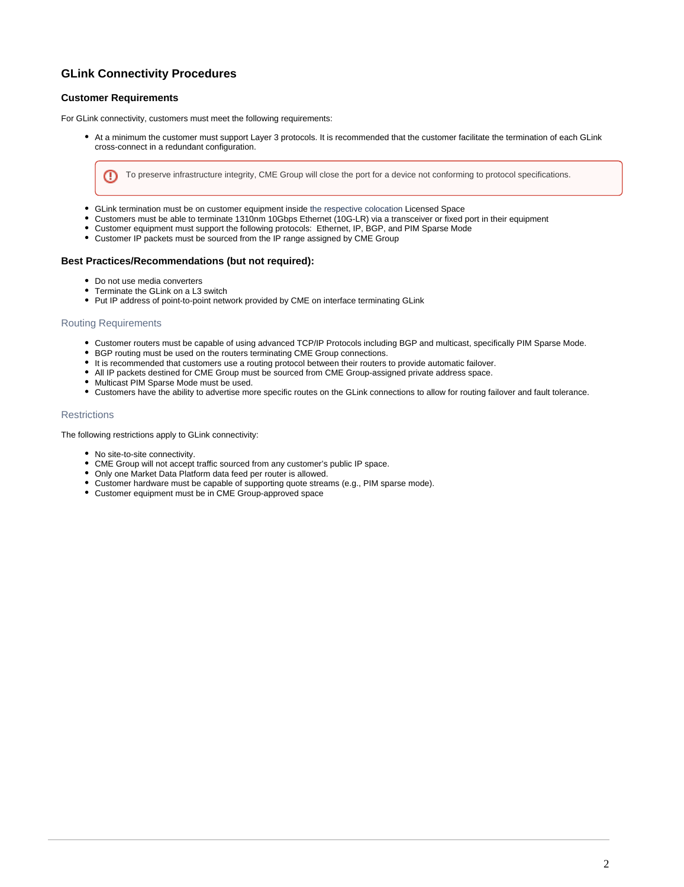## GLink Connectivity Procedures

### Customer Requirements

For GLink connectivity, customers must meet the following requirements:

- At a minimum the customer must support Layer 3 protocols. It is recommended that the customer facilitate the termination of each GLink cross-connect in a redundant configuration.

> To preserve infrastructure integrity, CME Group will close the port for a device not conforming to protocol specifications.

- GLink termination must be on customer equipment inside the respective colocation Licensed Space
- Customers must be able to terminate 1310nm 10Gbps Ethernet (10G-LR) via a transceiver or fixed port in their equipment
- Customer equipment must support the following protocols: Ethernet, IP, BGP, and PIM Sparse Mode
- Customer IP packets must be sourced from the IP range assigned by CME Group

### Best Practices/Recommendations (but not required):

- Do not use media converters
- Terminate the GLink on a L3 switch
- Put IP address of point-to-point network provided by CME on interface terminating GLink

#### Routing Requirements

- Customer routers must be capable of using advanced TCP/IP Protocols including BGP and multicast, specifically PIM Sparse Mode.
- BGP routing must be used on the routers terminating CME Group connections.
- It is recommended that customers use a routing protocol between their routers to provide automatic failover.
- All IP packets destined for CME Group must be sourced from CME Group-assigned private address space.
- Multicast PIM Sparse Mode must be used.
- Customers have the ability to advertise more specific routes on the GLink connections to allow for routing failover and fault tolerance.

#### Restrictions

The following restrictions apply to GLink connectivity:

- No site-to-site connectivity.
- CME Group will not accept traffic sourced from any customer's public IP space.
- Only one Market Data Platform data feed per router is allowed.
- Customer hardware must be capable of supporting quote streams (e.g., PIM sparse mode).
- Customer equipment must be in CME Group-approved space